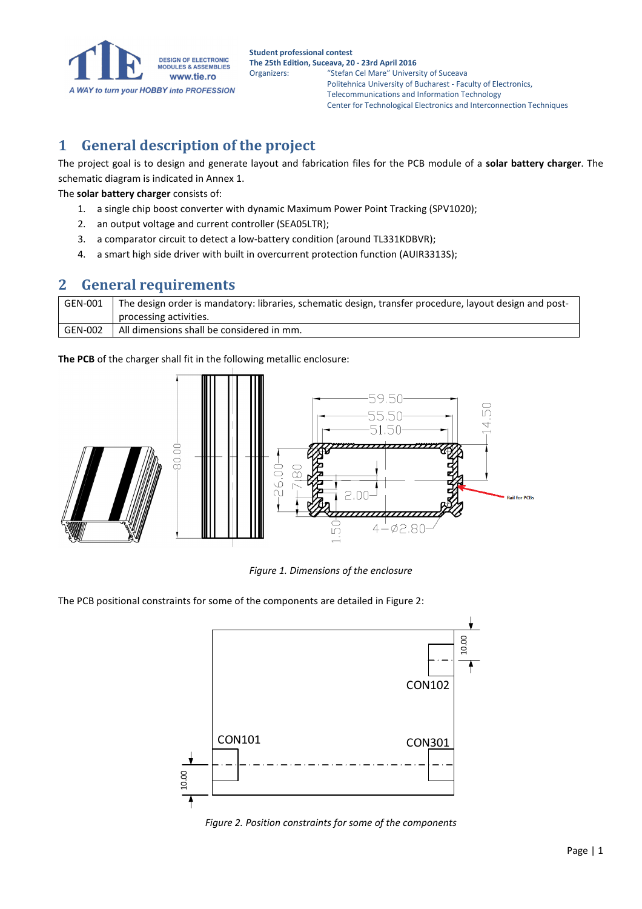Student professional contest
The 25th Edition, Suceava, 20 - 23rd April 2016
Organizers: "Stefan Cel Mare" University of Suceava
Politehnica University of Bucharest - Faculty of Electronics, Telecommunications and Information Technology
Center for Technological Electronics and Interconnection Techniques

# 1 General description of the project

The project goal is to design and generate layout and fabrication files for the PCB module of a **solar battery charger**. The schematic diagram is indicated in Annex 1.

The **solar battery charger** consists of:

1. a single chip boost converter with dynamic Maximum Power Point Tracking (SPV1020);
2. an output voltage and current controller (SEA05LTR);
3. a comparator circuit to detect a low-battery condition (around TL331KDBVR);
4. a smart high side driver with built in overcurrent protection function (AUIR3313S);

# 2 General requirements

| | |
|---|---|
| GEN-001 | The design order is mandatory: libraries, schematic design, transfer procedure, layout design and post-processing activities. |
| GEN-002 | All dimensions shall be considered in mm. |

**The PCB** of the charger shall fit in the following metallic enclosure:

*Figure 1. Dimensions of the enclosure*

The PCB positional constraints for some of the components are detailed in Figure 2:

*Figure 2. Position constraints for some of the components*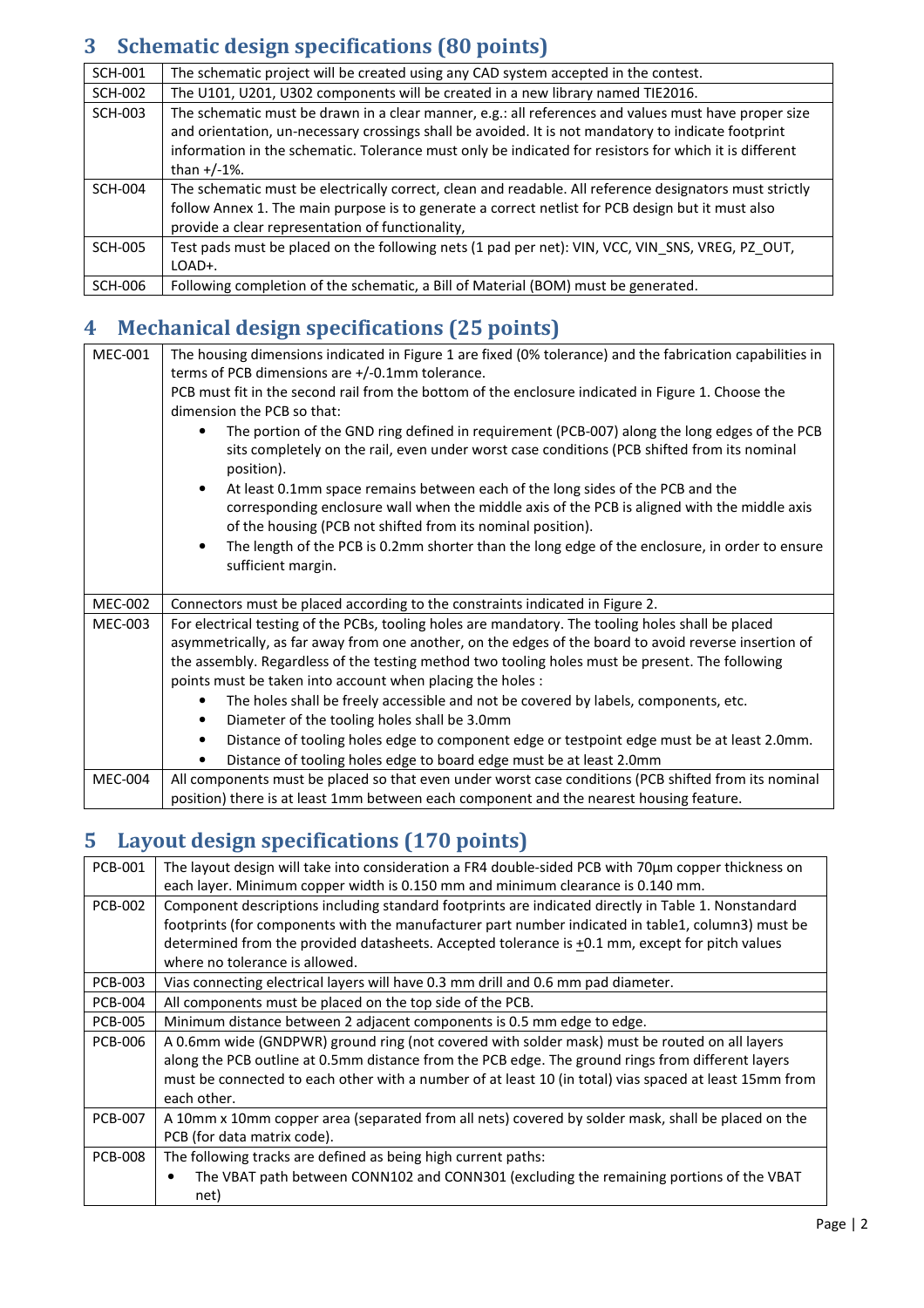## 3 Schematic design specifications (80 points)

| | |
|---|---|
| SCH-001 | The schematic project will be created using any CAD system accepted in the contest. |
| SCH-002 | The U101, U201, U302 components will be created in a new library named TIE2016. |
| SCH-003 | The schematic must be drawn in a clear manner, e.g.: all references and values must have proper size and orientation, un-necessary crossings shall be avoided. It is not mandatory to indicate footprint information in the schematic. Tolerance must only be indicated for resistors for which it is different than +/-1%. |
| SCH-004 | The schematic must be electrically correct, clean and readable. All reference designators must strictly follow Annex 1. The main purpose is to generate a correct netlist for PCB design but it must also provide a clear representation of functionality, |
| SCH-005 | Test pads must be placed on the following nets (1 pad per net): VIN, VCC, VIN_SNS, VREG, PZ_OUT, LOAD+. |
| SCH-006 | Following completion of the schematic, a Bill of Material (BOM) must be generated. |

## 4 Mechanical design specifications (25 points)

| | |
|---|---|
| MEC-001 | The housing dimensions indicated in Figure 1 are fixed (0% tolerance) and the fabrication capabilities in terms of PCB dimensions are +/-0.1mm tolerance.<br>PCB must fit in the second rail from the bottom of the enclosure indicated in Figure 1. Choose the dimension the PCB so that:<br>• The portion of the GND ring defined in requirement (PCB-007) along the long edges of the PCB sits completely on the rail, even under worst case conditions (PCB shifted from its nominal position).<br>• At least 0.1mm space remains between each of the long sides of the PCB and the corresponding enclosure wall when the middle axis of the PCB is aligned with the middle axis of the housing (PCB not shifted from its nominal position).<br>• The length of the PCB is 0.2mm shorter than the long edge of the enclosure, in order to ensure sufficient margin. |
| MEC-002 | Connectors must be placed according to the constraints indicated in Figure 2. |
| MEC-003 | For electrical testing of the PCBs, tooling holes are mandatory. The tooling holes shall be placed asymmetrically, as far away from one another, on the edges of the board to avoid reverse insertion of the assembly. Regardless of the testing method two tooling holes must be present. The following points must be taken into account when placing the holes :<br>• The holes shall be freely accessible and not be covered by labels, components, etc.<br>• Diameter of the tooling holes shall be 3.0mm<br>• Distance of tooling holes edge to component edge or testpoint edge must be at least 2.0mm.<br>• Distance of tooling holes edge to board edge must be at least 2.0mm |
| MEC-004 | All components must be placed so that even under worst case conditions (PCB shifted from its nominal position) there is at least 1mm between each component and the nearest housing feature. |

## 5 Layout design specifications (170 points)

| | |
|---|---|
| PCB-001 | The layout design will take into consideration a FR4 double-sided PCB with 70µm copper thickness on each layer. Minimum copper width is 0.150 mm and minimum clearance is 0.140 mm. |
| PCB-002 | Component descriptions including standard footprints are indicated directly in Table 1. Nonstandard footprints (for components with the manufacturer part number indicated in table1, column3) must be determined from the provided datasheets. Accepted tolerance is ±0.1 mm, except for pitch values where no tolerance is allowed. |
| PCB-003 | Vias connecting electrical layers will have 0.3 mm drill and 0.6 mm pad diameter. |
| PCB-004 | All components must be placed on the top side of the PCB. |
| PCB-005 | Minimum distance between 2 adjacent components is 0.5 mm edge to edge. |
| PCB-006 | A 0.6mm wide (GNDPWR) ground ring (not covered with solder mask) must be routed on all layers along the PCB outline at 0.5mm distance from the PCB edge. The ground rings from different layers must be connected to each other with a number of at least 10 (in total) vias spaced at least 15mm from each other. |
| PCB-007 | A 10mm x 10mm copper area (separated from all nets) covered by solder mask, shall be placed on the PCB (for data matrix code). |
| PCB-008 | The following tracks are defined as being high current paths:<br>• The VBAT path between CONN102 and CONN301 (excluding the remaining portions of the VBAT net) |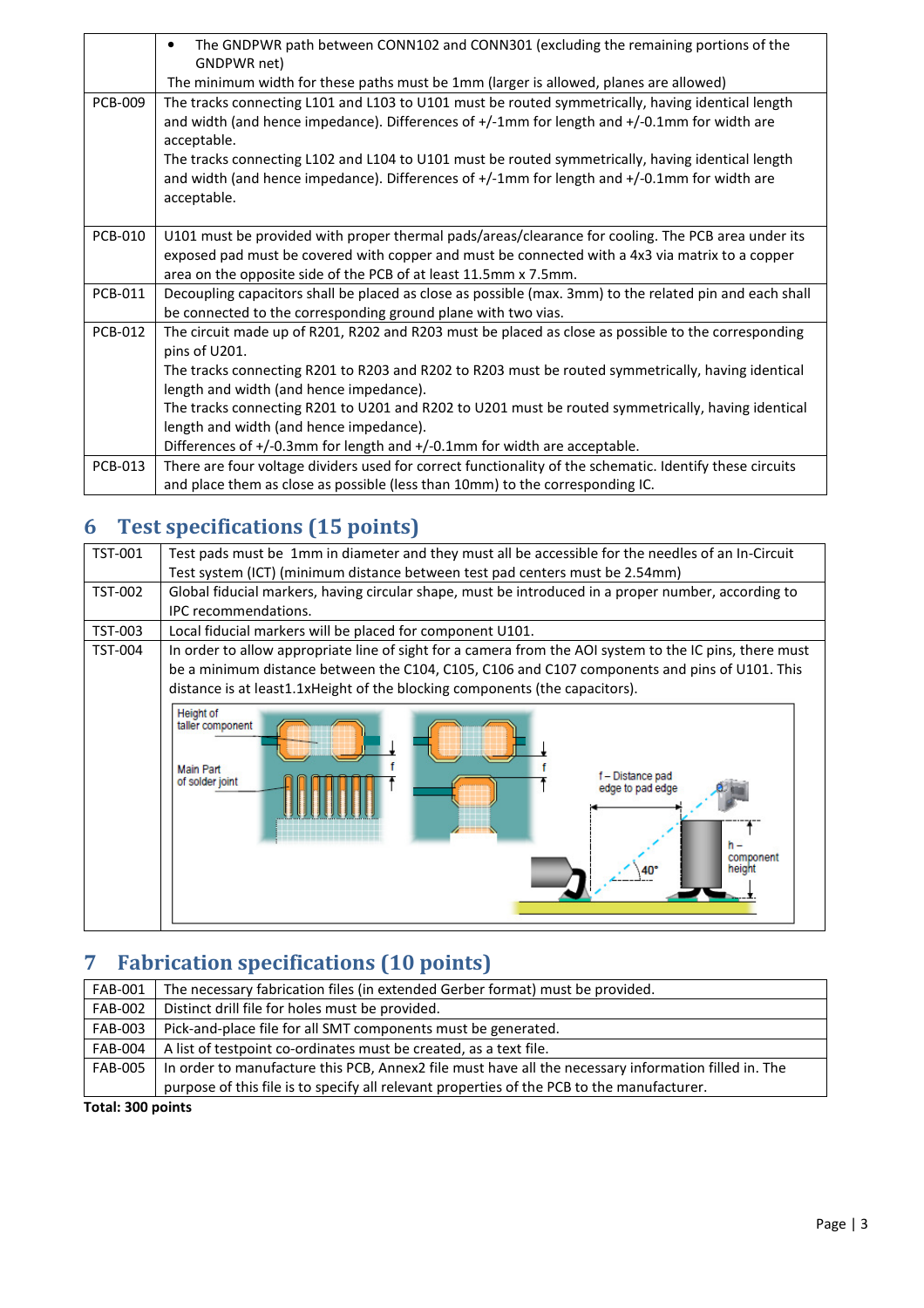| | |
|---|---|
| | • The GNDPWR path between CONN102 and CONN301 (excluding the remaining portions of the GNDPWR net)<br>The minimum width for these paths must be 1mm (larger is allowed, planes are allowed) |
| PCB-009 | The tracks connecting L101 and L103 to U101 must be routed symmetrically, having identical length and width (and hence impedance). Differences of +/-1mm for length and +/-0.1mm for width are acceptable.<br>The tracks connecting L102 and L104 to U101 must be routed symmetrically, having identical length and width (and hence impedance). Differences of +/-1mm for length and +/-0.1mm for width are acceptable. |
| PCB-010 | U101 must be provided with proper thermal pads/areas/clearance for cooling. The PCB area under its exposed pad must be covered with copper and must be connected with a 4x3 via matrix to a copper area on the opposite side of the PCB of at least 11.5mm x 7.5mm. |
| PCB-011 | Decoupling capacitors shall be placed as close as possible (max. 3mm) to the related pin and each shall be connected to the corresponding ground plane with two vias. |
| PCB-012 | The circuit made up of R201, R202 and R203 must be placed as close as possible to the corresponding pins of U201.<br>The tracks connecting R201 to R203 and R202 to R203 must be routed symmetrically, having identical length and width (and hence impedance).<br>The tracks connecting R201 to U201 and R202 to U201 must be routed symmetrically, having identical length and width (and hence impedance).<br>Differences of +/-0.3mm for length and +/-0.1mm for width are acceptable. |
| PCB-013 | There are four voltage dividers used for correct functionality of the schematic. Identify these circuits and place them as close as possible (less than 10mm) to the corresponding IC. |

## 6 Test specifications (15 points)

| | |
|---|---|
| TST-001 | Test pads must be 1mm in diameter and they must all be accessible for the needles of an In-Circuit Test system (ICT) (minimum distance between test pad centers must be 2.54mm) |
| TST-002 | Global fiducial markers, having circular shape, must be introduced in a proper number, according to IPC recommendations. |
| TST-003 | Local fiducial markers will be placed for component U101. |
| TST-004 | In order to allow appropriate line of sight for a camera from the AOI system to the IC pins, there must be a minimum distance between the C104, C105, C106 and C107 components and pins of U101. This distance is at least1.1xHeight of the blocking components (the capacitors). |

## 7 Fabrication specifications (10 points)

| | |
|---|---|
| FAB-001 | The necessary fabrication files (in extended Gerber format) must be provided. |
| FAB-002 | Distinct drill file for holes must be provided. |
| FAB-003 | Pick-and-place file for all SMT components must be generated. |
| FAB-004 | A list of testpoint co-ordinates must be created, as a text file. |
| FAB-005 | In order to manufacture this PCB, Annex2 file must have all the necessary information filled in. The purpose of this file is to specify all relevant properties of the PCB to the manufacturer. |

**Total: 300 points**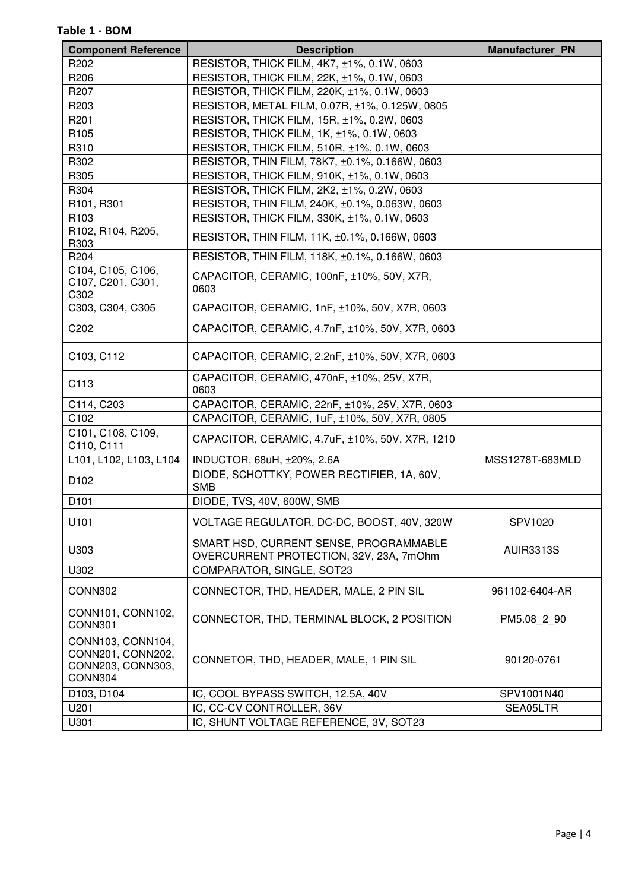**Table 1 - BOM**

| Component Reference | Description | Manufacturer_PN |
|---|---|---|
| R202 | RESISTOR, THICK FILM, 4K7, ±1%, 0.1W, 0603 | |
| R206 | RESISTOR, THICK FILM, 22K, ±1%, 0.1W, 0603 | |
| R207 | RESISTOR, THICK FILM, 220K, ±1%, 0.1W, 0603 | |
| R203 | RESISTOR, METAL FILM, 0.07R, ±1%, 0.125W, 0805 | |
| R201 | RESISTOR, THICK FILM, 15R, ±1%, 0.2W, 0603 | |
| R105 | RESISTOR, THICK FILM, 1K, ±1%, 0.1W, 0603 | |
| R310 | RESISTOR, THICK FILM, 510R, ±1%, 0.1W, 0603 | |
| R302 | RESISTOR, THIN FILM, 78K7, ±0.1%, 0.166W, 0603 | |
| R305 | RESISTOR, THICK FILM, 910K, ±1%, 0.1W, 0603 | |
| R304 | RESISTOR, THICK FILM, 2K2, ±1%, 0.2W, 0603 | |
| R101, R301 | RESISTOR, THIN FILM, 240K, ±0.1%, 0.063W, 0603 | |
| R103 | RESISTOR, THICK FILM, 330K, ±1%, 0.1W, 0603 | |
| R102, R104, R205, R303 | RESISTOR, THIN FILM, 11K, ±0.1%, 0.166W, 0603 | |
| R204 | RESISTOR, THIN FILM, 118K, ±0.1%, 0.166W, 0603 | |
| C104, C105, C106, C107, C201, C301, C302 | CAPACITOR, CERAMIC, 100nF, ±10%, 50V, X7R, 0603 | |
| C303, C304, C305 | CAPACITOR, CERAMIC, 1nF, ±10%, 50V, X7R, 0603 | |
| C202 | CAPACITOR, CERAMIC, 4.7nF, ±10%, 50V, X7R, 0603 | |
| C103, C112 | CAPACITOR, CERAMIC, 2.2nF, ±10%, 50V, X7R, 0603 | |
| C113 | CAPACITOR, CERAMIC, 470nF, ±10%, 25V, X7R, 0603 | |
| C114, C203 | CAPACITOR, CERAMIC, 22nF, ±10%, 25V, X7R, 0603 | |
| C102 | CAPACITOR, CERAMIC, 1uF, ±10%, 50V, X7R, 0805 | |
| C101, C108, C109, C110, C111 | CAPACITOR, CERAMIC, 4.7uF, ±10%, 50V, X7R, 1210 | |
| L101, L102, L103, L104 | INDUCTOR, 68uH, ±20%, 2.6A | MSS1278T-683MLD |
| D102 | DIODE, SCHOTTKY, POWER RECTIFIER, 1A, 60V, SMB | |
| D101 | DIODE, TVS, 40V, 600W, SMB | |
| U101 | VOLTAGE REGULATOR, DC-DC, BOOST, 40V, 320W | SPV1020 |
| U303 | SMART HSD, CURRENT SENSE, PROGRAMMABLE OVERCURRENT PROTECTION, 32V, 23A, 7mOhm | AUIR3313S |
| U302 | COMPARATOR, SINGLE, SOT23 | |
| CONN302 | CONNECTOR, THD, HEADER, MALE, 2 PIN SIL | 961102-6404-AR |
| CONN101, CONN102, CONN301 | CONNECTOR, THD, TERMINAL BLOCK, 2 POSITION | PM5.08_2_90 |
| CONN103, CONN104, CONN201, CONN202, CONN203, CONN303, CONN304 | CONNETOR, THD, HEADER, MALE, 1 PIN SIL | 90120-0761 |
| D103, D104 | IC, COOL BYPASS SWITCH, 12.5A, 40V | SPV1001N40 |
| U201 | IC, CC-CV CONTROLLER, 36V | SEA05LTR |
| U301 | IC, SHUNT VOLTAGE REFERENCE, 3V, SOT23 | |